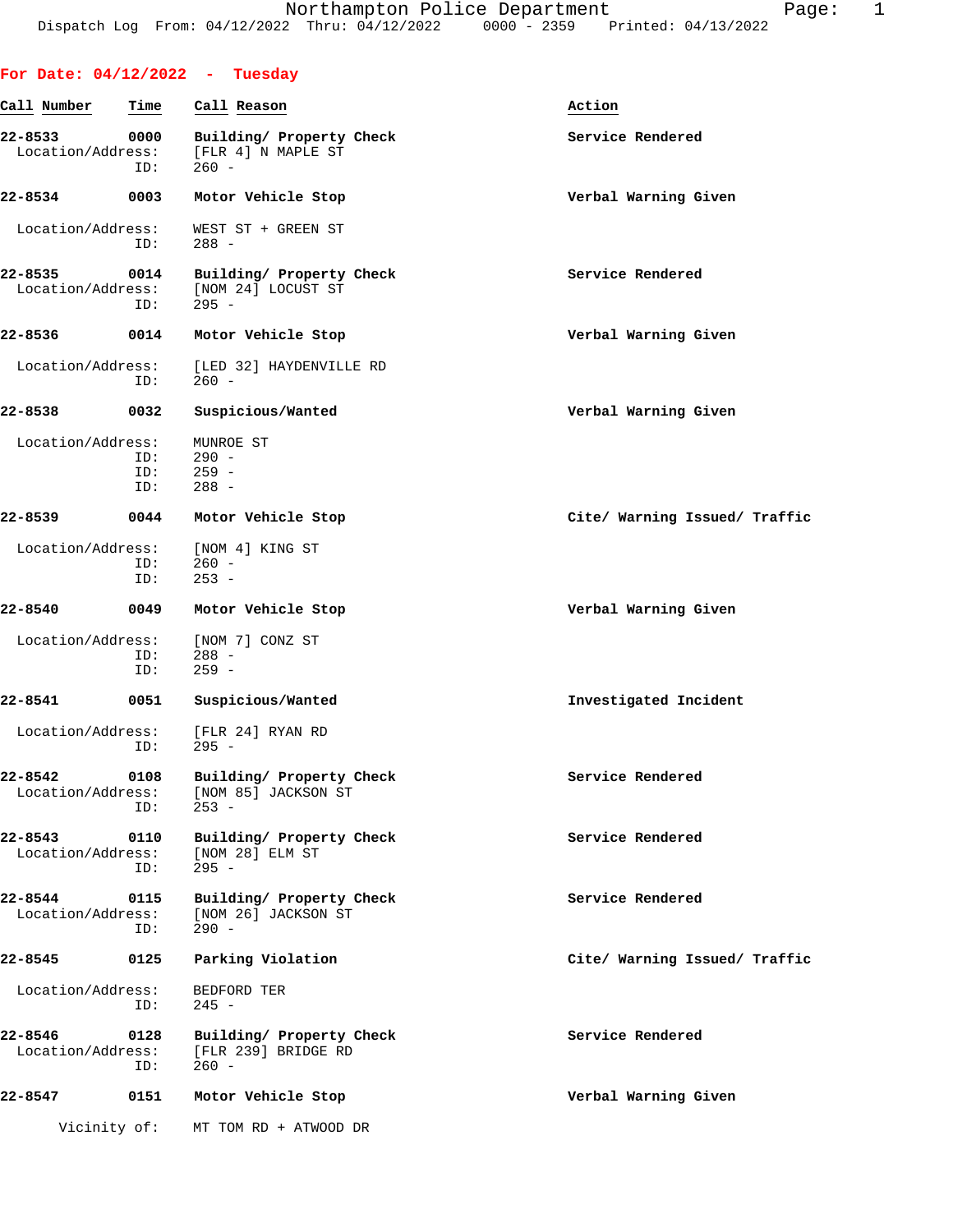Northampton Police Department
Dispatch Log From: 04/12/2022 Thru: 04/12/2022 0000 - 2359 Printed: 04/13/2022

**For Date: 04/12/2022 - Tuesday**

| Call Number | Time | Call Reason | Action |
|---|---|---|---|
| 22-8533 | 0000 | Building/ Property Check | Service Rendered |
| Location/Address: | | [FLR 4] N MAPLE ST | |
| ID: | | 260 - | |
| 22-8534 | 0003 | Motor Vehicle Stop | Verbal Warning Given |
| Location/Address: | | WEST ST + GREEN ST | |
| ID: | | 288 - | |
| 22-8535 | 0014 | Building/ Property Check | Service Rendered |
| Location/Address: | | [NOM 24] LOCUST ST | |
| ID: | | 295 - | |
| 22-8536 | 0014 | Motor Vehicle Stop | Verbal Warning Given |
| Location/Address: | | [LED 32] HAYDENVILLE RD | |
| ID: | | 260 - | |
| 22-8538 | 0032 | Suspicious/Wanted | Verbal Warning Given |
| Location/Address: | | MUNROE ST | |
| ID: | | 290 - | |
| ID: | | 259 - | |
| ID: | | 288 - | |
| 22-8539 | 0044 | Motor Vehicle Stop | Cite/ Warning Issued/ Traffic |
| Location/Address: | | [NOM 4] KING ST | |
| ID: | | 260 - | |
| ID: | | 253 - | |
| 22-8540 | 0049 | Motor Vehicle Stop | Verbal Warning Given |
| Location/Address: | | [NOM 7] CONZ ST | |
| ID: | | 288 - | |
| ID: | | 259 - | |
| 22-8541 | 0051 | Suspicious/Wanted | Investigated Incident |
| Location/Address: | | [FLR 24] RYAN RD | |
| ID: | | 295 - | |
| 22-8542 | 0108 | Building/ Property Check | Service Rendered |
| Location/Address: | | [NOM 85] JACKSON ST | |
| ID: | | 253 - | |
| 22-8543 | 0110 | Building/ Property Check | Service Rendered |
| Location/Address: | | [NOM 28] ELM ST | |
| ID: | | 295 - | |
| 22-8544 | 0115 | Building/ Property Check | Service Rendered |
| Location/Address: | | [NOM 26] JACKSON ST | |
| ID: | | 290 - | |
| 22-8545 | 0125 | Parking Violation | Cite/ Warning Issued/ Traffic |
| Location/Address: | | BEDFORD TER | |
| ID: | | 245 - | |
| 22-8546 | 0128 | Building/ Property Check | Service Rendered |
| Location/Address: | | [FLR 239] BRIDGE RD | |
| ID: | | 260 - | |
| 22-8547 | 0151 | Motor Vehicle Stop | Verbal Warning Given |
| Vicinity of: | | MT TOM RD + ATWOOD DR | |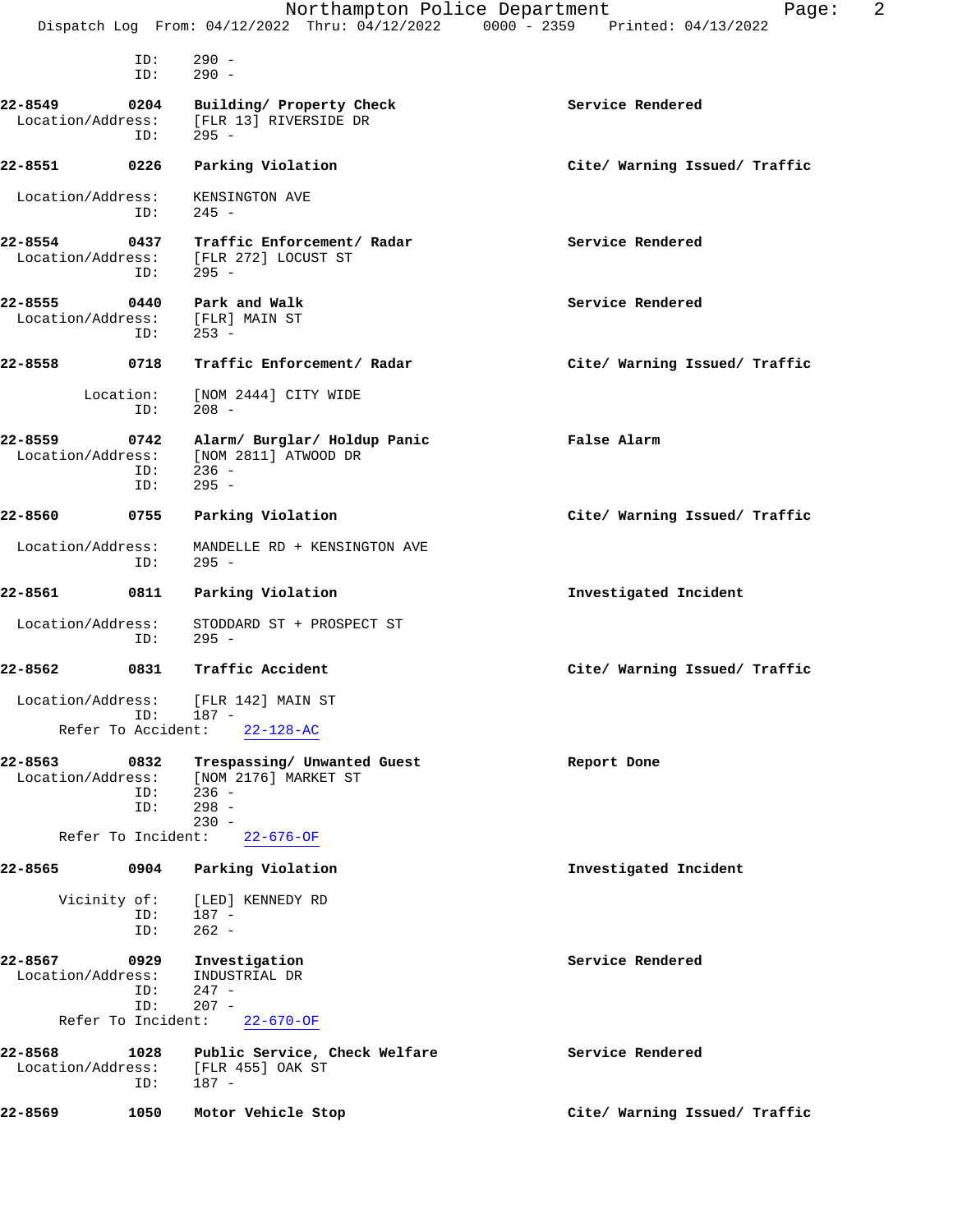ID: 290 -
ID: 290 -

**22-8549** **0204** **Building/ Property Check** **Service Rendered**
Location/Address: [FLR 13] RIVERSIDE DR
ID: 295 -

**22-8551** **0226** **Parking Violation** **Cite/ Warning Issued/ Traffic**

Location/Address: KENSINGTON AVE
ID: 245 -

**22-8554** **0437** **Traffic Enforcement/ Radar** **Service Rendered**
Location/Address: [FLR 272] LOCUST ST
ID: 295 -

**22-8555** **0440** **Park and Walk** **Service Rendered**
Location/Address: [FLR] MAIN ST
ID: 253 -

**22-8558** **0718** **Traffic Enforcement/ Radar** **Cite/ Warning Issued/ Traffic**

Location: [NOM 2444] CITY WIDE
ID: 208 -

**22-8559** **0742** **Alarm/ Burglar/ Holdup Panic** **False Alarm**
Location/Address: [NOM 2811] ATWOOD DR
ID: 236 -
ID: 295 -

**22-8560** **0755** **Parking Violation** **Cite/ Warning Issued/ Traffic**

Location/Address: MANDELLE RD + KENSINGTON AVE
ID: 295 -

**22-8561** **0811** **Parking Violation** **Investigated Incident**

Location/Address: STODDARD ST + PROSPECT ST
ID: 295 -

**22-8562** **0831** **Traffic Accident** **Cite/ Warning Issued/ Traffic**

Location/Address: [FLR 142] MAIN ST
ID: 187 -
Refer To Accident: 22-128-AC

**22-8563** **0832** **Trespassing/ Unwanted Guest** **Report Done**
Location/Address: [NOM 2176] MARKET ST
ID: 236 -
ID: 298 -
230 -
Refer To Incident: 22-676-OF

**22-8565** **0904** **Parking Violation** **Investigated Incident**

Vicinity of: [LED] KENNEDY RD
ID: 187 -
ID: 262 -

**22-8567** **0929** **Investigation** **Service Rendered**
Location/Address: INDUSTRIAL DR
ID: 247 -
ID: 207 -
Refer To Incident: 22-670-OF

**22-8568** **1028** **Public Service, Check Welfare** **Service Rendered**
Location/Address: [FLR 455] OAK ST
ID: 187 -

**22-8569** **1050** **Motor Vehicle Stop** **Cite/ Warning Issued/ Traffic**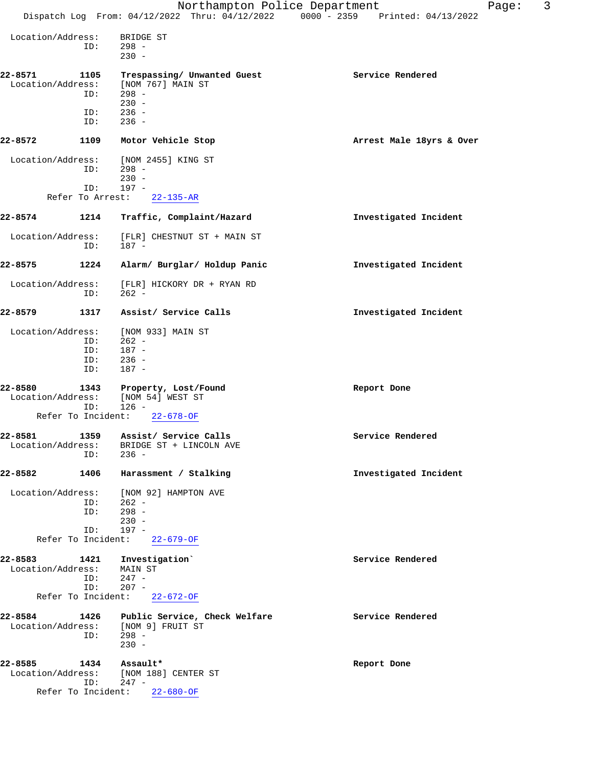```
Location/Address:    BRIDGE ST
              ID:    298 -
                     230 -

22-8571        1105    Trespassing/ Unwanted Guest                 Service Rendered
  Location/Address:    [NOM 767] MAIN ST
              ID:    298 -
                     230 -
              ID:    236 -
              ID:    236 -

22-8572        1109    Motor Vehicle Stop                          Arrest Male 18yrs & Over

  Location/Address:    [NOM 2455] KING ST
              ID:    298 -
                     230 -
              ID:    197 -
       Refer To Arrest:    22-135-AR

22-8574        1214    Traffic, Complaint/Hazard                   Investigated Incident

  Location/Address:    [FLR] CHESTNUT ST + MAIN ST
              ID:    187 -

22-8575        1224    Alarm/ Burglar/ Holdup Panic                Investigated Incident

  Location/Address:    [FLR] HICKORY DR + RYAN RD
              ID:    262 -

22-8579        1317    Assist/ Service Calls                       Investigated Incident

  Location/Address:    [NOM 933] MAIN ST
              ID:    262 -
              ID:    187 -
              ID:    236 -
              ID:    187 -

22-8580        1343    Property, Lost/Found                        Report Done
  Location/Address:    [NOM 54] WEST ST
              ID:    126 -
      Refer To Incident:    22-678-OF

22-8581        1359    Assist/ Service Calls                       Service Rendered
  Location/Address:    BRIDGE ST + LINCOLN AVE
              ID:    236 -

22-8582        1406    Harassment / Stalking                       Investigated Incident

  Location/Address:    [NOM 92] HAMPTON AVE
              ID:    262 -
              ID:    298 -
                     230 -
              ID:    197 -
      Refer To Incident:    22-679-OF

22-8583        1421    Investigation`                              Service Rendered
  Location/Address:    MAIN ST
              ID:    247 -
              ID:    207 -
      Refer To Incident:    22-672-OF

22-8584        1426    Public Service, Check Welfare               Service Rendered
  Location/Address:    [NOM 9] FRUIT ST
              ID:    298 -
                     230 -

22-8585        1434    Assault*                                    Report Done
  Location/Address:    [NOM 188] CENTER ST
              ID:    247 -
      Refer To Incident:    22-680-OF
```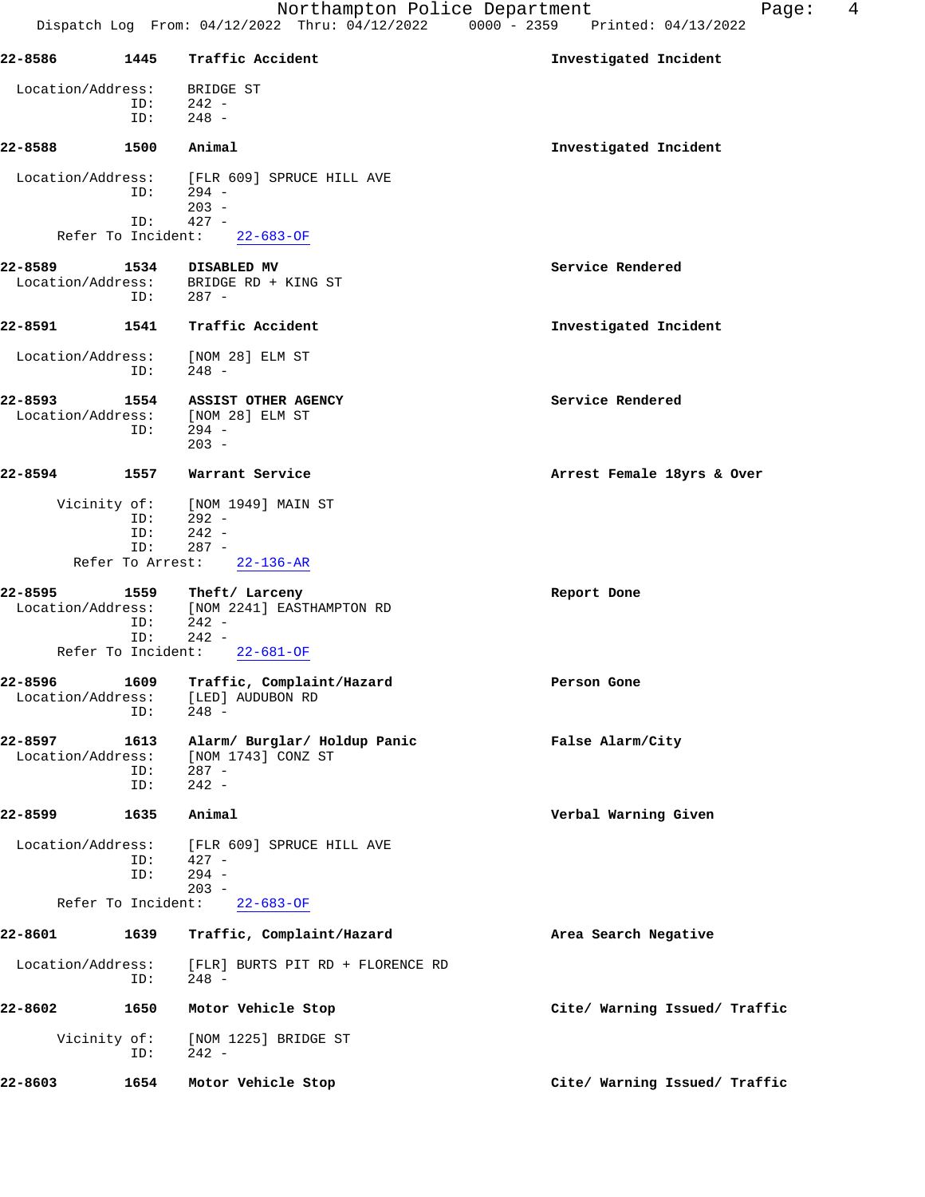**22-8586** **1445** **Traffic Accident** **Investigated Incident**

Location/Address: BRIDGE ST
ID: 242 -
ID: 248 -

**22-8588** **1500** **Animal** **Investigated Incident**

Location/Address: [FLR 609] SPRUCE HILL AVE
ID: 294 -
203 -
ID: 427 -
Refer To Incident: 22-683-OF

**22-8589** **1534** **DISABLED MV** **Service Rendered**

Location/Address: BRIDGE RD + KING ST
ID: 287 -

**22-8591** **1541** **Traffic Accident** **Investigated Incident**

Location/Address: [NOM 28] ELM ST
ID: 248 -

**22-8593** **1554** **ASSIST OTHER AGENCY** **Service Rendered**

Location/Address: [NOM 28] ELM ST
ID: 294 -
203 -

**22-8594** **1557** **Warrant Service** **Arrest Female 18yrs & Over**

Vicinity of: [NOM 1949] MAIN ST
ID: 292 -
ID: 242 -
ID: 287 -
Refer To Arrest: 22-136-AR

**22-8595** **1559** **Theft/ Larceny** **Report Done**

Location/Address: [NOM 2241] EASTHAMPTON RD
ID: 242 -
ID: 242 -
Refer To Incident: 22-681-OF

**22-8596** **1609** **Traffic, Complaint/Hazard** **Person Gone**

Location/Address: [LED] AUDUBON RD
ID: 248 -

**22-8597** **1613** **Alarm/ Burglar/ Holdup Panic** **False Alarm/City**

Location/Address: [NOM 1743] CONZ ST
ID: 287 -
ID: 242 -

**22-8599** **1635** **Animal** **Verbal Warning Given**

Location/Address: [FLR 609] SPRUCE HILL AVE
ID: 427 -
ID: 294 -
203 -
Refer To Incident: 22-683-OF

**22-8601** **1639** **Traffic, Complaint/Hazard** **Area Search Negative**

Location/Address: [FLR] BURTS PIT RD + FLORENCE RD
ID: 248 -

**22-8602** **1650** **Motor Vehicle Stop** **Cite/ Warning Issued/ Traffic**

Vicinity of: [NOM 1225] BRIDGE ST
ID: 242 -

**22-8603** **1654** **Motor Vehicle Stop** **Cite/ Warning Issued/ Traffic**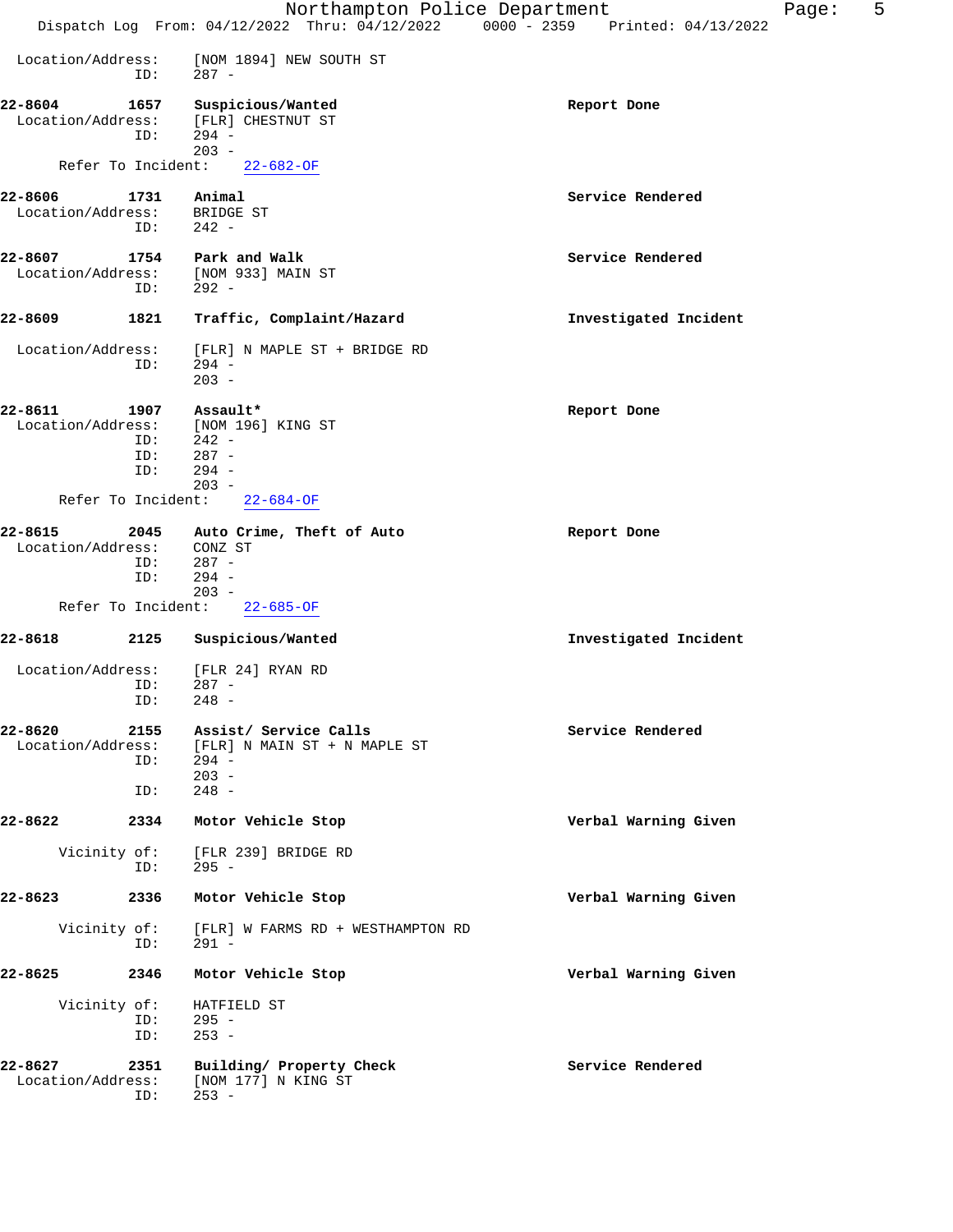Location/Address: [NOM 1894] NEW SOUTH ST
ID: 287 -

**22-8604 1657 Suspicious/Wanted** **Report Done**
Location/Address: [FLR] CHESTNUT ST
ID: 294 -
203 -
Refer To Incident: 22-682-OF

**22-8606 1731 Animal** **Service Rendered**
Location/Address: BRIDGE ST
ID: 242 -

**22-8607 1754 Park and Walk** **Service Rendered**
Location/Address: [NOM 933] MAIN ST
ID: 292 -

**22-8609 1821 Traffic, Complaint/Hazard** **Investigated Incident**
Location/Address: [FLR] N MAPLE ST + BRIDGE RD
ID: 294 -
203 -

**22-8611 1907 Assault*** **Report Done**
Location/Address: [NOM 196] KING ST
ID: 242 -
ID: 287 -
ID: 294 -
203 -
Refer To Incident: 22-684-OF

**22-8615 2045 Auto Crime, Theft of Auto** **Report Done**
Location/Address: CONZ ST
ID: 287 -
ID: 294 -
203 -
Refer To Incident: 22-685-OF

**22-8618 2125 Suspicious/Wanted** **Investigated Incident**
Location/Address: [FLR 24] RYAN RD
ID: 287 -
ID: 248 -

**22-8620 2155 Assist/ Service Calls** **Service Rendered**
Location/Address: [FLR] N MAIN ST + N MAPLE ST
ID: 294 -
203 -
ID: 248 -

**22-8622 2334 Motor Vehicle Stop** **Verbal Warning Given**
Vicinity of: [FLR 239] BRIDGE RD
ID: 295 -

**22-8623 2336 Motor Vehicle Stop** **Verbal Warning Given**
Vicinity of: [FLR] W FARMS RD + WESTHAMPTON RD
ID: 291 -

**22-8625 2346 Motor Vehicle Stop** **Verbal Warning Given**
Vicinity of: HATFIELD ST
ID: 295 -
ID: 253 -

**22-8627 2351 Building/ Property Check** **Service Rendered**
Location/Address: [NOM 177] N KING ST
ID: 253 -